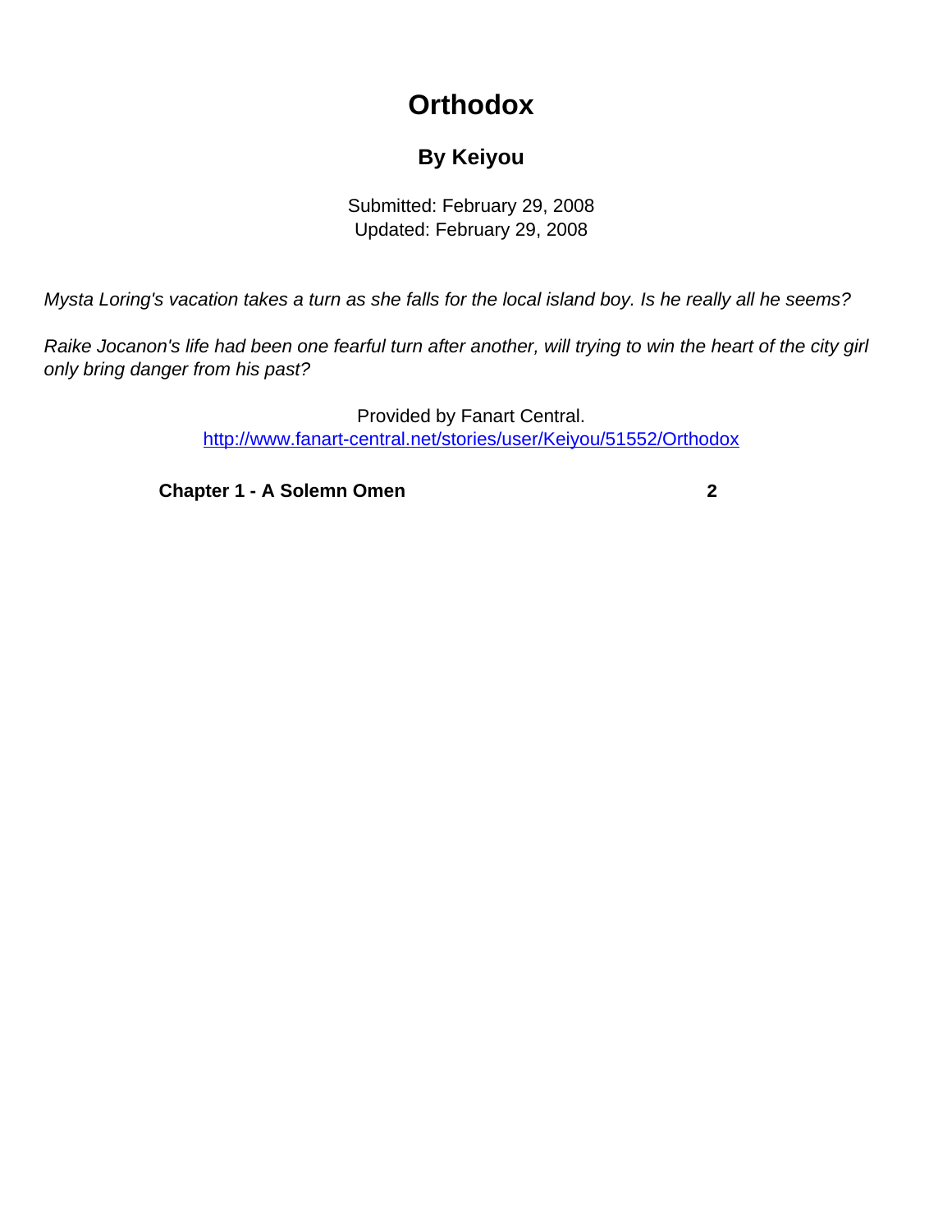# Orthodox

## By Keiyou

Submitted: February 29, 2008
Updated: February 29, 2008

*Mysta Loring's vacation takes a turn as she falls for the local island boy. Is he really all he seems?*

*Raike Jocanon's life had been one fearful turn after another, will trying to win the heart of the city girl only bring danger from his past?*

Provided by Fanart Central.
http://www.fanart-central.net/stories/user/Keiyou/51552/Orthodox

**Chapter 1 - A Solemn Omen** **2**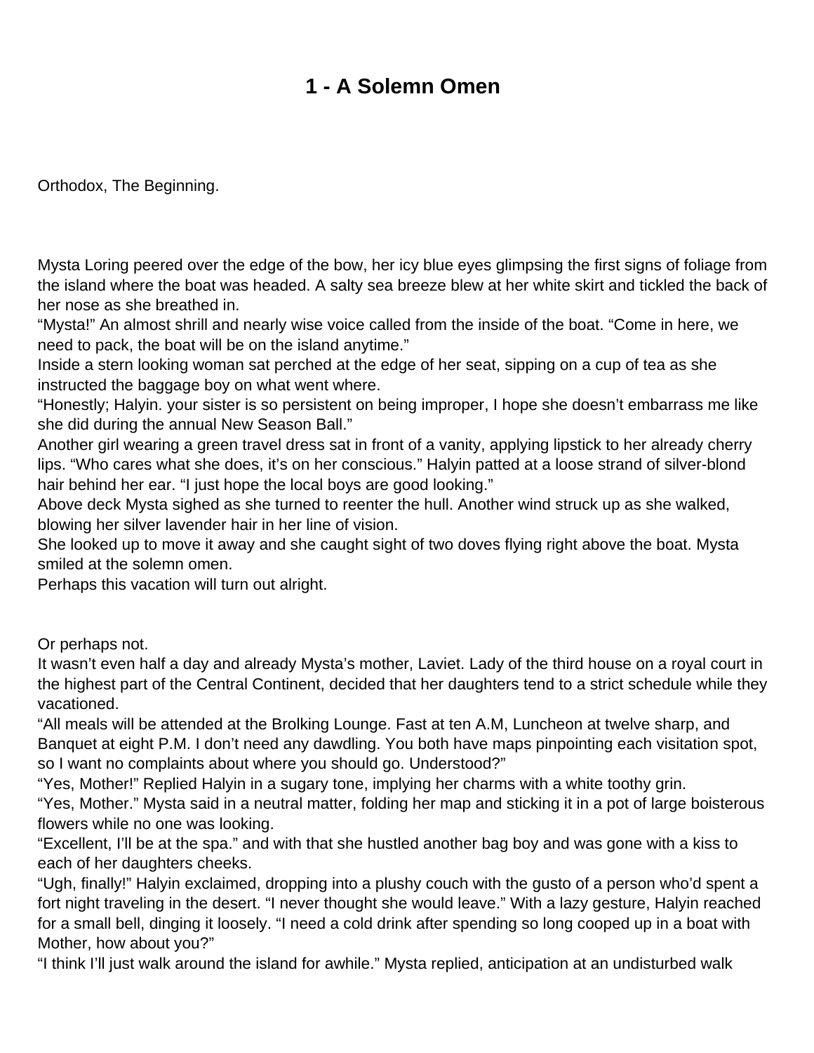# 1 - A Solemn Omen

Orthodox, The Beginning.

Mysta Loring peered over the edge of the bow, her icy blue eyes glimpsing the first signs of foliage from the island where the boat was headed. A salty sea breeze blew at her white skirt and tickled the back of her nose as she breathed in.

“Mysta!” An almost shrill and nearly wise voice called from the inside of the boat. “Come in here, we need to pack, the boat will be on the island anytime.”

Inside a stern looking woman sat perched at the edge of her seat, sipping on a cup of tea as she instructed the baggage boy on what went where.

“Honestly; Halyin. your sister is so persistent on being improper, I hope she doesn’t embarrass me like she did during the annual New Season Ball.”

Another girl wearing a green travel dress sat in front of a vanity, applying lipstick to her already cherry lips. “Who cares what she does, it’s on her conscious.” Halyin patted at a loose strand of silver-blond hair behind her ear. “I just hope the local boys are good looking.”

Above deck Mysta sighed as she turned to reenter the hull. Another wind struck up as she walked, blowing her silver lavender hair in her line of vision.

She looked up to move it away and she caught sight of two doves flying right above the boat. Mysta smiled at the solemn omen.

Perhaps this vacation will turn out alright.

Or perhaps not.

It wasn’t even half a day and already Mysta’s mother, Laviet. Lady of the third house on a royal court in the highest part of the Central Continent, decided that her daughters tend to a strict schedule while they vacationed.

“All meals will be attended at the Brolking Lounge. Fast at ten A.M, Luncheon at twelve sharp, and Banquet at eight P.M. I don’t need any dawdling. You both have maps pinpointing each visitation spot, so I want no complaints about where you should go. Understood?”

“Yes, Mother!” Replied Halyin in a sugary tone, implying her charms with a white toothy grin.

“Yes, Mother.” Mysta said in a neutral matter, folding her map and sticking it in a pot of large boisterous flowers while no one was looking.

“Excellent, I’ll be at the spa.” and with that she hustled another bag boy and was gone with a kiss to each of her daughters cheeks.

“Ugh, finally!” Halyin exclaimed, dropping into a plushy couch with the gusto of a person who’d spent a fort night traveling in the desert. “I never thought she would leave.” With a lazy gesture, Halyin reached for a small bell, dinging it loosely. “I need a cold drink after spending so long cooped up in a boat with Mother, how about you?”

“I think I’ll just walk around the island for awhile.” Mysta replied, anticipation at an undisturbed walk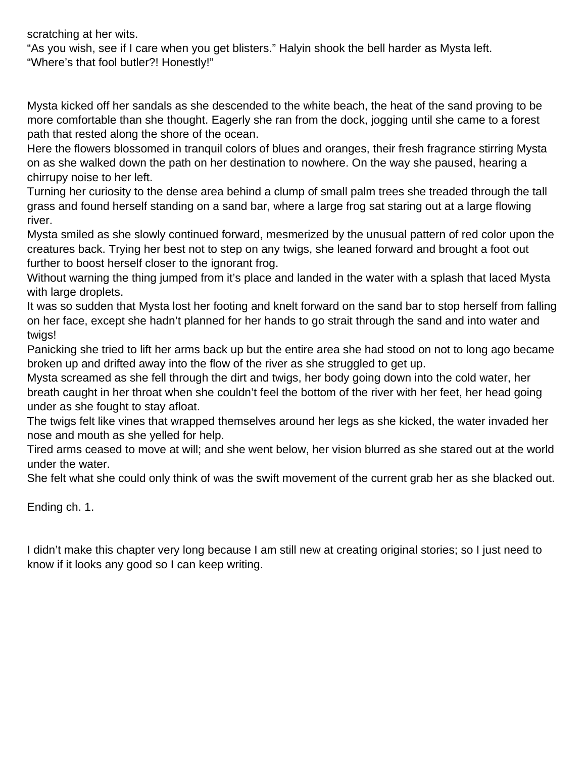scratching at her wits.
"As you wish, see if I care when you get blisters." Halyin shook the bell harder as Mysta left.
"Where's that fool butler?! Honestly!"

Mysta kicked off her sandals as she descended to the white beach, the heat of the sand proving to be more comfortable than she thought. Eagerly she ran from the dock, jogging until she came to a forest path that rested along the shore of the ocean.
Here the flowers blossomed in tranquil colors of blues and oranges, their fresh fragrance stirring Mysta on as she walked down the path on her destination to nowhere. On the way she paused, hearing a chirrupy noise to her left.
Turning her curiosity to the dense area behind a clump of small palm trees she treaded through the tall grass and found herself standing on a sand bar, where a large frog sat staring out at a large flowing river.
Mysta smiled as she slowly continued forward, mesmerized by the unusual pattern of red color upon the creatures back. Trying her best not to step on any twigs, she leaned forward and brought a foot out further to boost herself closer to the ignorant frog.
Without warning the thing jumped from it's place and landed in the water with a splash that laced Mysta with large droplets.
It was so sudden that Mysta lost her footing and knelt forward on the sand bar to stop herself from falling on her face, except she hadn't planned for her hands to go strait through the sand and into water and twigs!
Panicking she tried to lift her arms back up but the entire area she had stood on not to long ago became broken up and drifted away into the flow of the river as she struggled to get up.
Mysta screamed as she fell through the dirt and twigs, her body going down into the cold water, her breath caught in her throat when she couldn't feel the bottom of the river with her feet, her head going under as she fought to stay afloat.
The twigs felt like vines that wrapped themselves around her legs as she kicked, the water invaded her nose and mouth as she yelled for help.
Tired arms ceased to move at will; and she went below, her vision blurred as she stared out at the world under the water.
She felt what she could only think of was the swift movement of the current grab her as she blacked out.

Ending ch. 1.

I didn't make this chapter very long because I am still new at creating original stories; so I just need to know if it looks any good so I can keep writing.